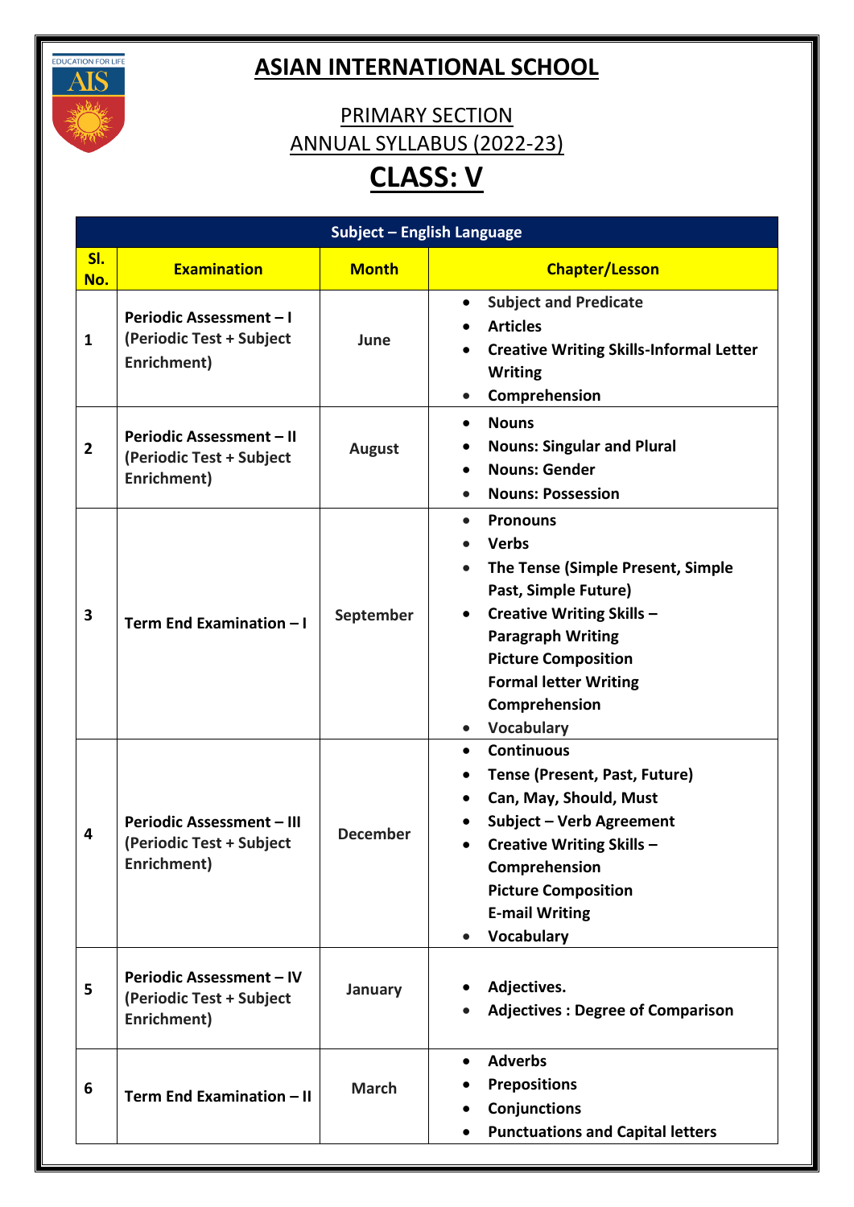# ASIAN INTERNATIONAL SCHOOL

## PRIMARY SECTION

## ANNUAL SYLLABUS (2022-23)

# CLASS: V

| Subject – English Language | | | |
|---|---|---|---|
| **Sl. No.** | **Examination** | **Month** | **Chapter/Lesson** |
| 1 | **Periodic Assessment – I (Periodic Test + Subject Enrichment)** | June | • Subject and Predicate<br>• Articles<br>• Creative Writing Skills-Informal Letter Writing<br>• Comprehension |
| 2 | **Periodic Assessment – II (Periodic Test + Subject Enrichment)** | August | • Nouns<br>• Nouns: Singular and Plural<br>• Nouns: Gender<br>• Nouns: Possession |
| 3 | **Term End Examination – I** | September | • Pronouns<br>• Verbs<br>• The Tense (Simple Present, Simple Past, Simple Future)<br>• Creative Writing Skills – Paragraph Writing, Picture Composition, Formal letter Writing, Comprehension<br>• Vocabulary |
| 4 | **Periodic Assessment – III (Periodic Test + Subject Enrichment)** | December | • Continuous<br>• Tense (Present, Past, Future)<br>• Can, May, Should, Must<br>• Subject – Verb Agreement<br>• Creative Writing Skills – Comprehension, Picture Composition, E-mail Writing<br>• Vocabulary |
| 5 | **Periodic Assessment – IV (Periodic Test + Subject Enrichment)** | January | • Adjectives.<br>• Adjectives : Degree of Comparison |
| 6 | **Term End Examination – II** | March | • Adverbs<br>• Prepositions<br>• Conjunctions<br>• Punctuations and Capital letters |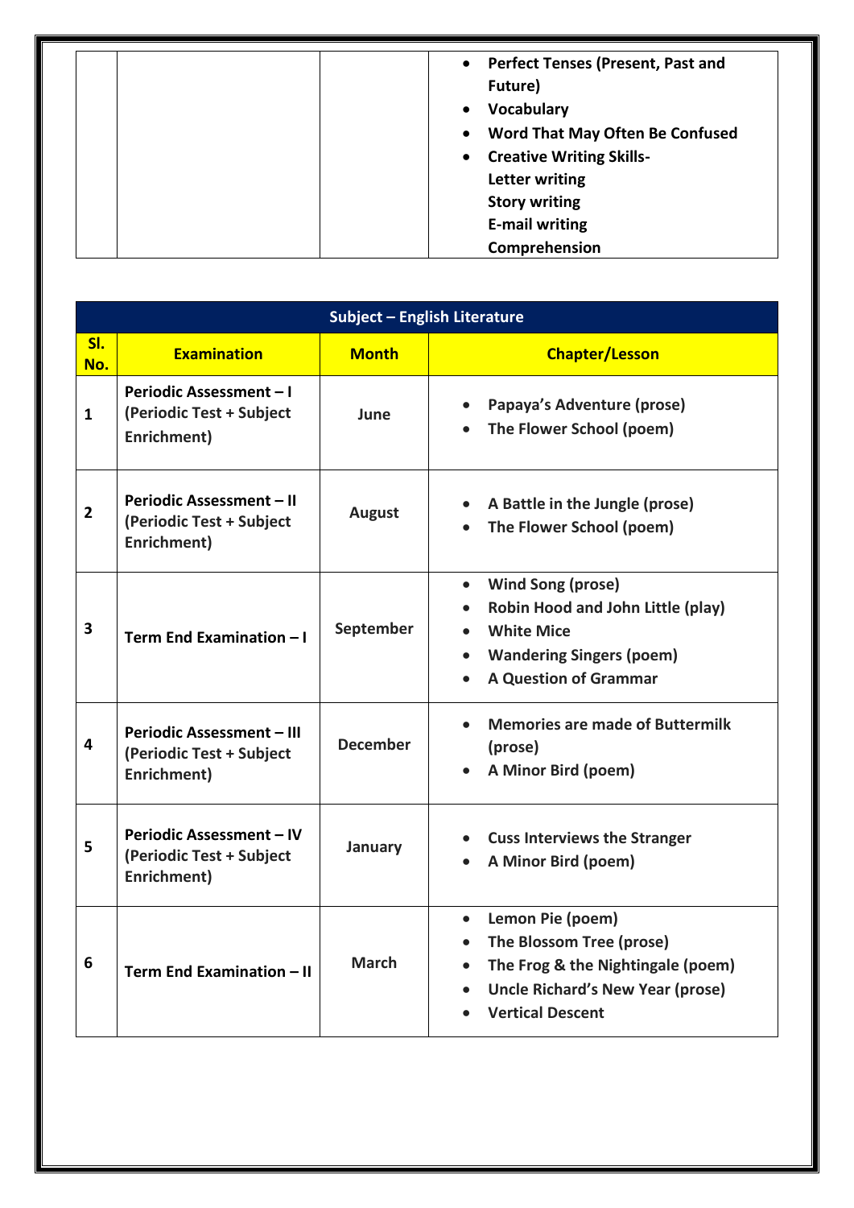| | | | |
|---|---|---|---|
| | | | • Perfect Tenses (Present, Past and Future)<br>• Vocabulary<br>• Word That May Often Be Confused<br>• Creative Writing Skills-<br>Letter writing<br>Story writing<br>E-mail writing<br>Comprehension |

| Subject – English Literature | | | |
|---|---|---|---|
| **Sl. No.** | **Examination** | **Month** | **Chapter/Lesson** |
| 1 | Periodic Assessment – I (Periodic Test + Subject Enrichment) | June | • Papaya's Adventure (prose)<br>• The Flower School (poem) |
| 2 | Periodic Assessment – II (Periodic Test + Subject Enrichment) | August | • A Battle in the Jungle (prose)<br>• The Flower School (poem) |
| 3 | Term End Examination – I | September | • Wind Song (prose)<br>• Robin Hood and John Little (play)<br>• White Mice<br>• Wandering Singers (poem)<br>• A Question of Grammar |
| 4 | Periodic Assessment – III (Periodic Test + Subject Enrichment) | December | • Memories are made of Buttermilk (prose)<br>• A Minor Bird (poem) |
| 5 | Periodic Assessment – IV (Periodic Test + Subject Enrichment) | January | • Cuss Interviews the Stranger<br>• A Minor Bird (poem) |
| 6 | Term End Examination – II | March | • Lemon Pie (poem)<br>• The Blossom Tree (prose)<br>• The Frog & the Nightingale (poem)<br>• Uncle Richard's New Year (prose)<br>• Vertical Descent |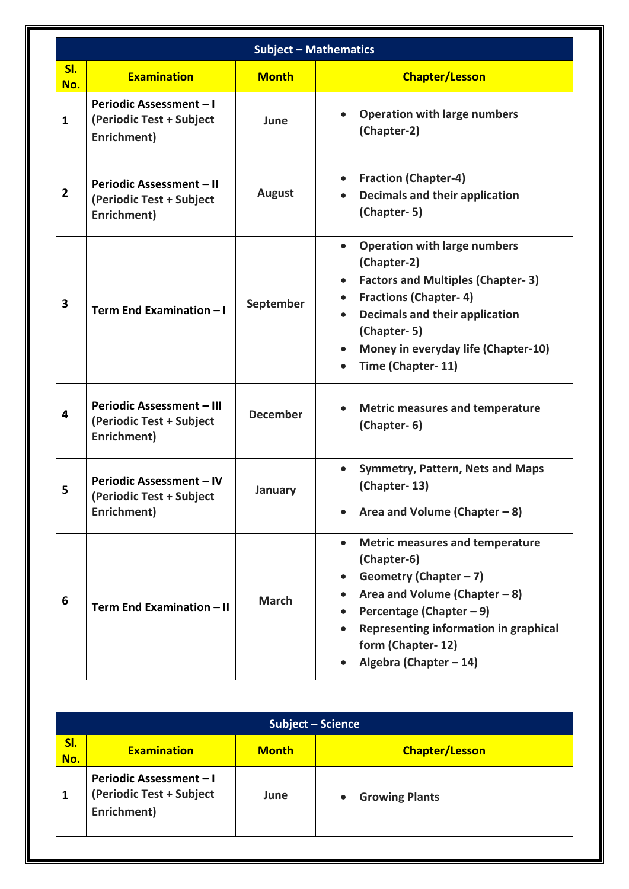| Subject – Mathematics | | | |
|---|---|---|---|
| **Sl. No.** | **Examination** | **Month** | **Chapter/Lesson** |
| 1 | Periodic Assessment – I (Periodic Test + Subject Enrichment) | June | • Operation with large numbers (Chapter-2) |
| 2 | Periodic Assessment – II (Periodic Test + Subject Enrichment) | August | • Fraction (Chapter-4)<br>• Decimals and their application (Chapter- 5) |
| 3 | Term End Examination – I | September | • Operation with large numbers (Chapter-2)<br>• Factors and Multiples (Chapter- 3)<br>• Fractions (Chapter- 4)<br>• Decimals and their application (Chapter- 5)<br>• Money in everyday life (Chapter-10)<br>• Time (Chapter- 11) |
| 4 | Periodic Assessment – III (Periodic Test + Subject Enrichment) | December | • Metric measures and temperature (Chapter- 6) |
| 5 | Periodic Assessment – IV (Periodic Test + Subject Enrichment) | January | • Symmetry, Pattern, Nets and Maps (Chapter- 13)<br>• Area and Volume (Chapter – 8) |
| 6 | Term End Examination – II | March | • Metric measures and temperature (Chapter-6)<br>• Geometry (Chapter – 7)<br>• Area and Volume (Chapter – 8)<br>• Percentage (Chapter – 9)<br>• Representing information in graphical form (Chapter- 12)<br>• Algebra (Chapter – 14) |

| Subject – Science | | | |
|---|---|---|---|
| **Sl. No.** | **Examination** | **Month** | **Chapter/Lesson** |
| 1 | Periodic Assessment – I (Periodic Test + Subject Enrichment) | June | • Growing Plants |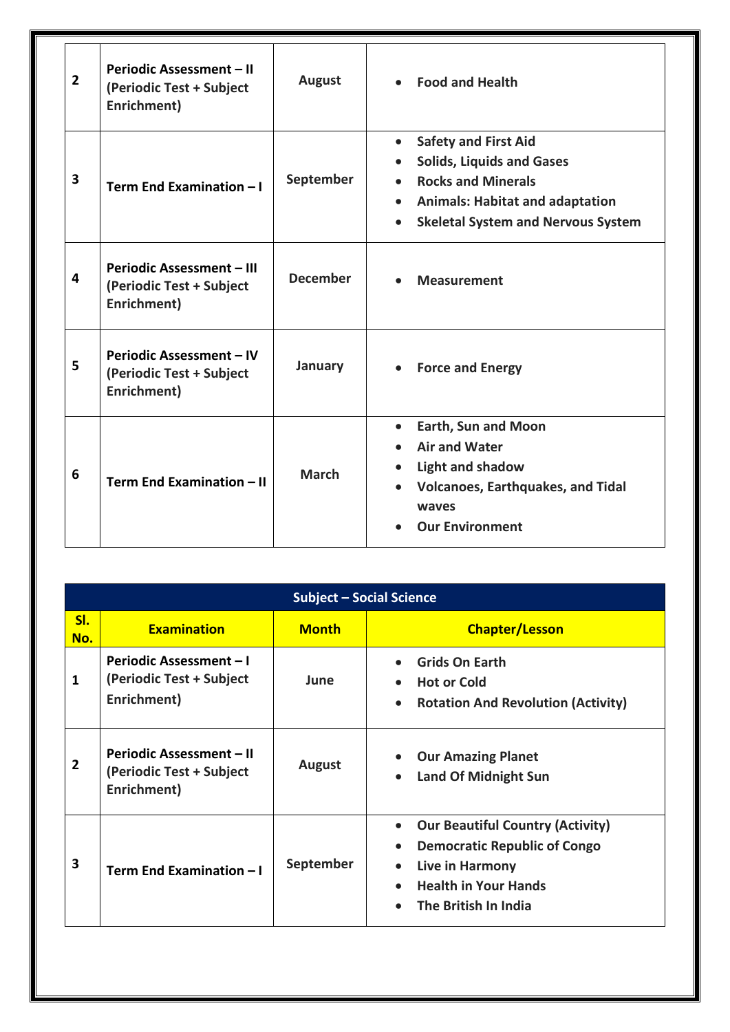| Sl. No. | Examination | Month | Chapter/Lesson |
|---|---|---|---|
| 2 | Periodic Assessment – II (Periodic Test + Subject Enrichment) | August | • Food and Health |
| 3 | Term End Examination – I | September | • Safety and First Aid<br>• Solids, Liquids and Gases<br>• Rocks and Minerals<br>• Animals: Habitat and adaptation<br>• Skeletal System and Nervous System |
| 4 | Periodic Assessment – III (Periodic Test + Subject Enrichment) | December | • Measurement |
| 5 | Periodic Assessment – IV (Periodic Test + Subject Enrichment) | January | • Force and Energy |
| 6 | Term End Examination – II | March | • Earth, Sun and Moon<br>• Air and Water<br>• Light and shadow<br>• Volcanoes, Earthquakes, and Tidal waves<br>• Our Environment |

**Subject – Social Science**

| Sl. No. | Examination | Month | Chapter/Lesson |
|---|---|---|---|
| 1 | Periodic Assessment – I (Periodic Test + Subject Enrichment) | June | • Grids On Earth<br>• Hot or Cold<br>• Rotation And Revolution (Activity) |
| 2 | Periodic Assessment – II (Periodic Test + Subject Enrichment) | August | • Our Amazing Planet<br>• Land Of Midnight Sun |
| 3 | Term End Examination – I | September | • Our Beautiful Country (Activity)<br>• Democratic Republic of Congo<br>• Live in Harmony<br>• Health in Your Hands<br>• The British In India |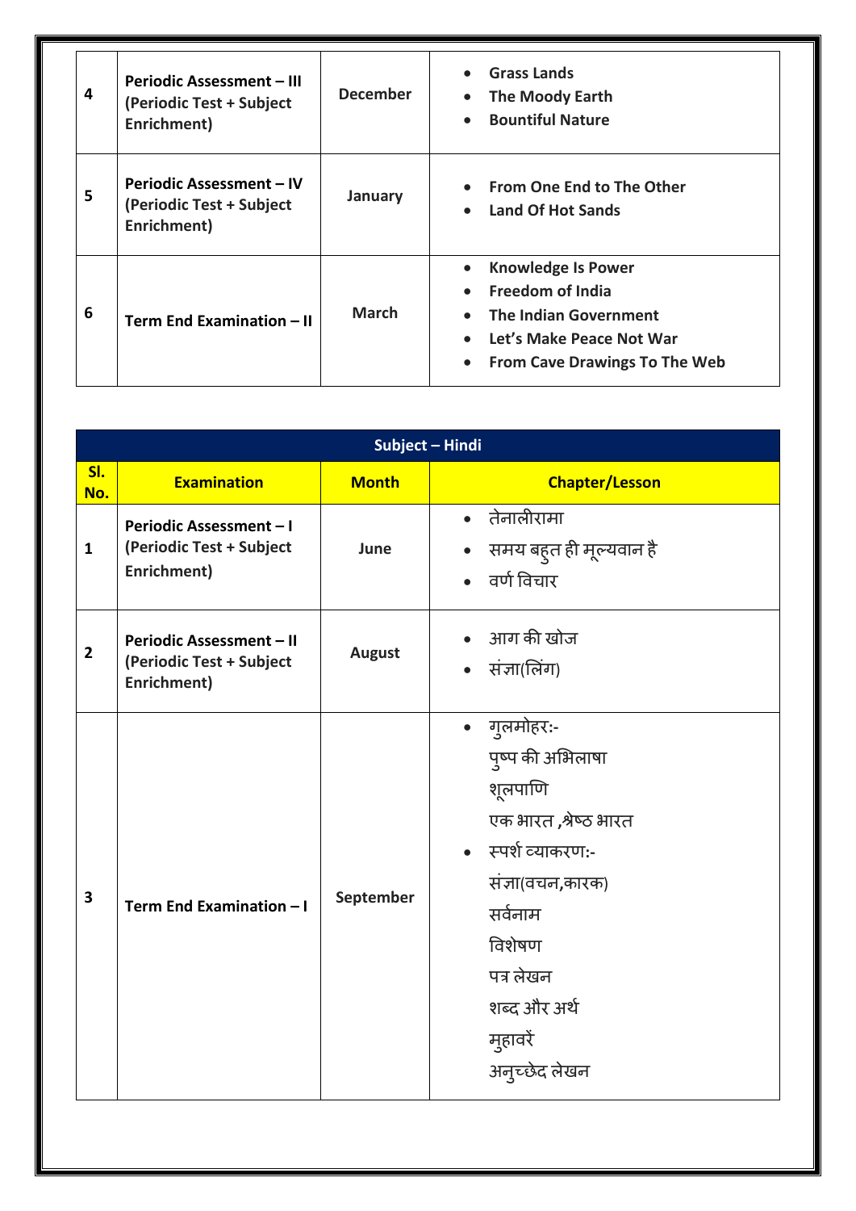| | | | |
|---|---|---|---|
| **4** | **Periodic Assessment – III (Periodic Test + Subject Enrichment)** | **December** | • **Grass Lands**<br>• **The Moody Earth**<br>• **Bountiful Nature** |
| **5** | **Periodic Assessment – IV (Periodic Test + Subject Enrichment)** | **January** | • **From One End to The Other**<br>• **Land Of Hot Sands** |
| **6** | **Term End Examination – II** | **March** | • **Knowledge Is Power**<br>• **Freedom of India**<br>• **The Indian Government**<br>• **Let's Make Peace Not War**<br>• **From Cave Drawings To The Web** |

| **Subject – Hindi** | | | |
|---|---|---|---|
| **Sl. No.** | **Examination** | **Month** | **Chapter/Lesson** |
| **1** | **Periodic Assessment – I (Periodic Test + Subject Enrichment)** | **June** | • तेनालीरामा<br>• समय बहुत ही मूल्यवान है<br>• वर्ण विचार |
| **2** | **Periodic Assessment – II (Periodic Test + Subject Enrichment)** | **August** | • आग की खोज<br>• संज्ञा(लिंग) |
| **3** | **Term End Examination – I** | **September** | • गुलमोहर:-<br>पुष्प की अभिलाषा<br>शूलपाणि<br>एक भारत ,श्रेष्ठ भारत<br>• स्पर्श व्याकरण:-<br>संज्ञा(वचन,कारक)<br>सर्वनाम<br>विशेषण<br>पत्र लेखन<br>शब्द और अर्थ<br>मुहावरें<br>अनुच्छेद लेखन |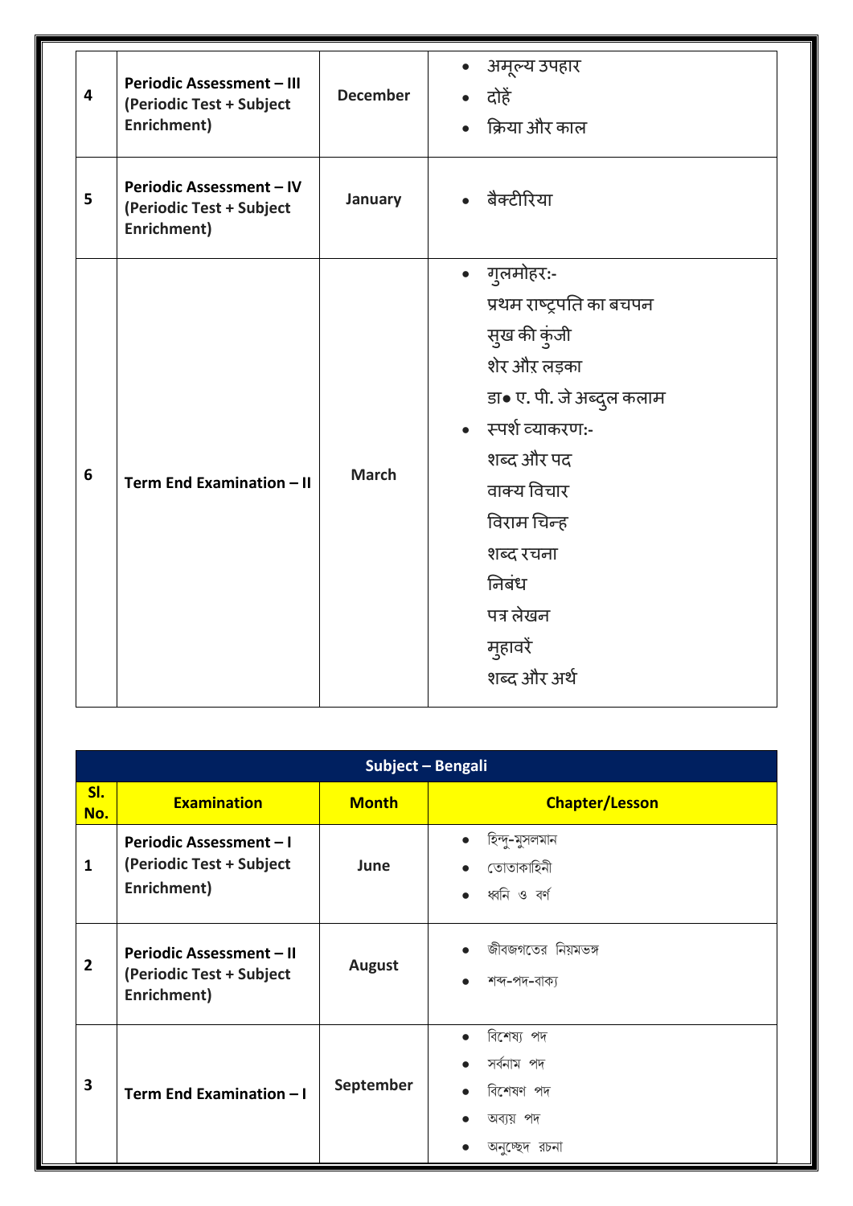| 4 | Periodic Assessment – III (Periodic Test + Subject Enrichment) | December | • अमूल्य उपहार<br>• दोहें<br>• क्रिया और काल |
|---|---|---|---|
| 5 | Periodic Assessment – IV (Periodic Test + Subject Enrichment) | January | • बैक्टीरिया |
| 6 | Term End Examination – II | March | • गुलमोहर:-<br>प्रथम राष्ट्रपति का बचपन<br>सुख की कुंजी<br>शेर और लड़का<br>डा● ए. पी. जे अब्दुल कलाम<br>• स्पर्श व्याकरण:-<br>शब्द और पद<br>वाक्य विचार<br>विराम चिन्ह<br>शब्द रचना<br>निबंध<br>पत्र लेखन<br>मुहावरें<br>शब्द और अर्थ |

**Subject – Bengali**

| Sl. No. | Examination | Month | Chapter/Lesson |
|---|---|---|---|
| 1 | Periodic Assessment – I (Periodic Test + Subject Enrichment) | June | • হিন্দু-মুসলমান<br>• তোতাকাহিনী<br>• ধ্বনি ও বর্ণ |
| 2 | Periodic Assessment – II (Periodic Test + Subject Enrichment) | August | • জীবজগতের নিয়মভঙ্গ<br>• শব্দ-পদ-বাক্য |
| 3 | Term End Examination – I | September | • বিশেষ্য পদ<br>• সর্বনাম পদ<br>• বিশেষণ পদ<br>• অব্যয় পদ<br>• অনুচ্ছেদ রচনা |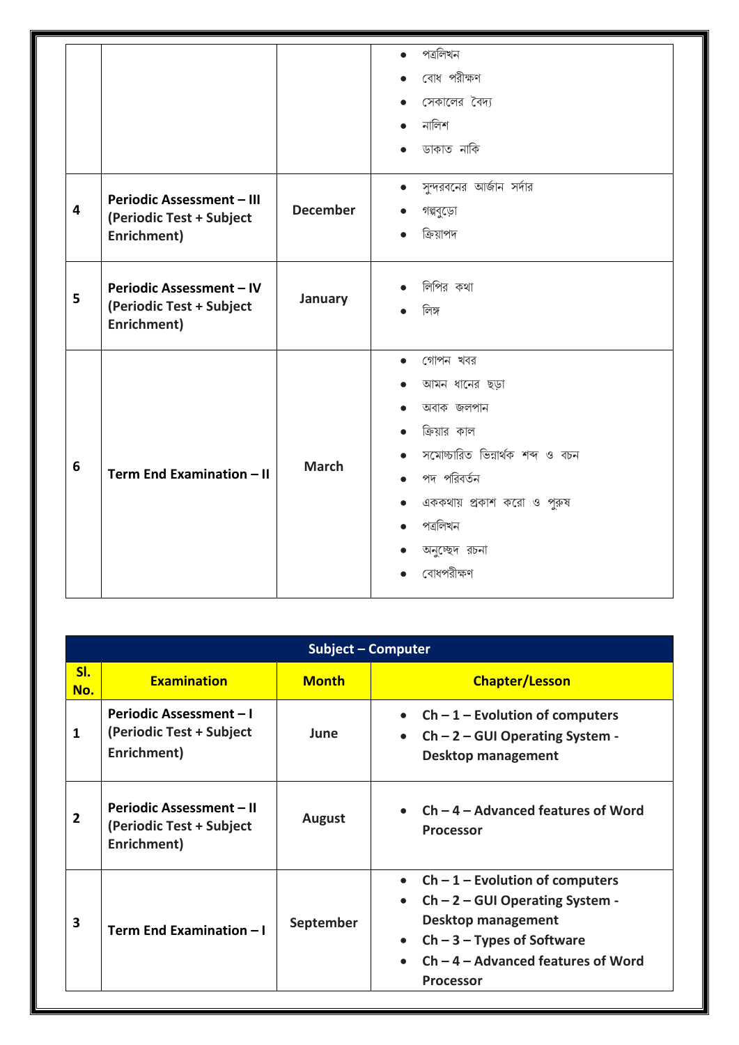| | | | |
|---|---|---|---|
| | | | • পত্রলিখন<br>• বোধ পরীক্ষণ<br>• সেকালের বৈদ্য<br>• নালিশ<br>• ডাকাত নাকি |
| 4 | **Periodic Assessment – III (Periodic Test + Subject Enrichment)** | **December** | • সুন্দরবনের আর্জান সর্দার<br>• গল্পবুড়ো<br>• ক্রিয়াপদ |
| 5 | **Periodic Assessment – IV (Periodic Test + Subject Enrichment)** | **January** | • লিপির কথা<br>• লিঙ্গ |
| 6 | **Term End Examination – II** | **March** | • গোপন খবর<br>• আমন ধানের ছড়া<br>• অবাক জলপান<br>• ক্রিয়ার কাল<br>• সমোচ্চারিত ভিন্নার্থক শব্দ ও বচন<br>• পদ পরিবর্তন<br>• এককথায় প্রকাশ করো ও পুরুষ<br>• পত্রলিখন<br>• অনুচ্ছেদ রচনা<br>• বোধপরীক্ষণ |

| **Subject – Computer** | | | |
|---|---|---|---|
| **Sl. No.** | **Examination** | **Month** | **Chapter/Lesson** |
| 1 | **Periodic Assessment – I (Periodic Test + Subject Enrichment)** | **June** | • **Ch – 1 – Evolution of computers**<br>• **Ch – 2 – GUI Operating System - Desktop management** |
| 2 | **Periodic Assessment – II (Periodic Test + Subject Enrichment)** | **August** | • **Ch – 4 – Advanced features of Word Processor** |
| 3 | **Term End Examination – I** | **September** | • **Ch – 1 – Evolution of computers**<br>• **Ch – 2 – GUI Operating System - Desktop management**<br>• **Ch – 3 – Types of Software**<br>• **Ch – 4 – Advanced features of Word Processor** |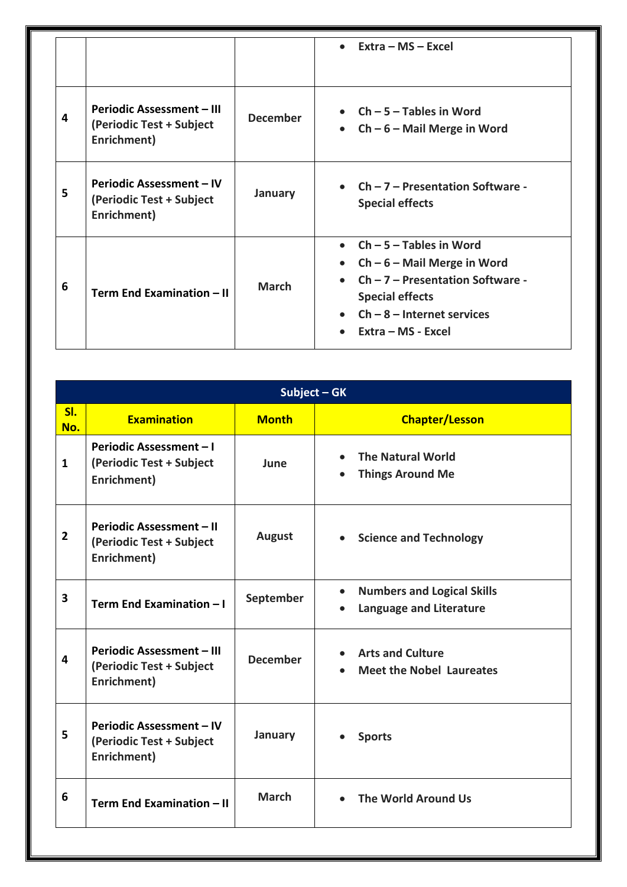| | | | |
|---|---|---|---|
| | | | • Extra – MS – Excel |
| 4 | Periodic Assessment – III (Periodic Test + Subject Enrichment) | December | • Ch – 5 – Tables in Word<br>• Ch – 6 – Mail Merge in Word |
| 5 | Periodic Assessment – IV (Periodic Test + Subject Enrichment) | January | • Ch – 7 – Presentation Software - Special effects |
| 6 | Term End Examination – II | March | • Ch – 5 – Tables in Word<br>• Ch – 6 – Mail Merge in Word<br>• Ch – 7 – Presentation Software - Special effects<br>• Ch – 8 – Internet services<br>• Extra – MS - Excel |

| Subject – GK | | | |
|---|---|---|---|
| **Sl. No.** | **Examination** | **Month** | **Chapter/Lesson** |
| 1 | Periodic Assessment – I (Periodic Test + Subject Enrichment) | June | • The Natural World<br>• Things Around Me |
| 2 | Periodic Assessment – II (Periodic Test + Subject Enrichment) | August | • Science and Technology |
| 3 | Term End Examination – I | September | • Numbers and Logical Skills<br>• Language and Literature |
| 4 | Periodic Assessment – III (Periodic Test + Subject Enrichment) | December | • Arts and Culture<br>• Meet the Nobel Laureates |
| 5 | Periodic Assessment – IV (Periodic Test + Subject Enrichment) | January | • Sports |
| 6 | Term End Examination – II | March | • The World Around Us |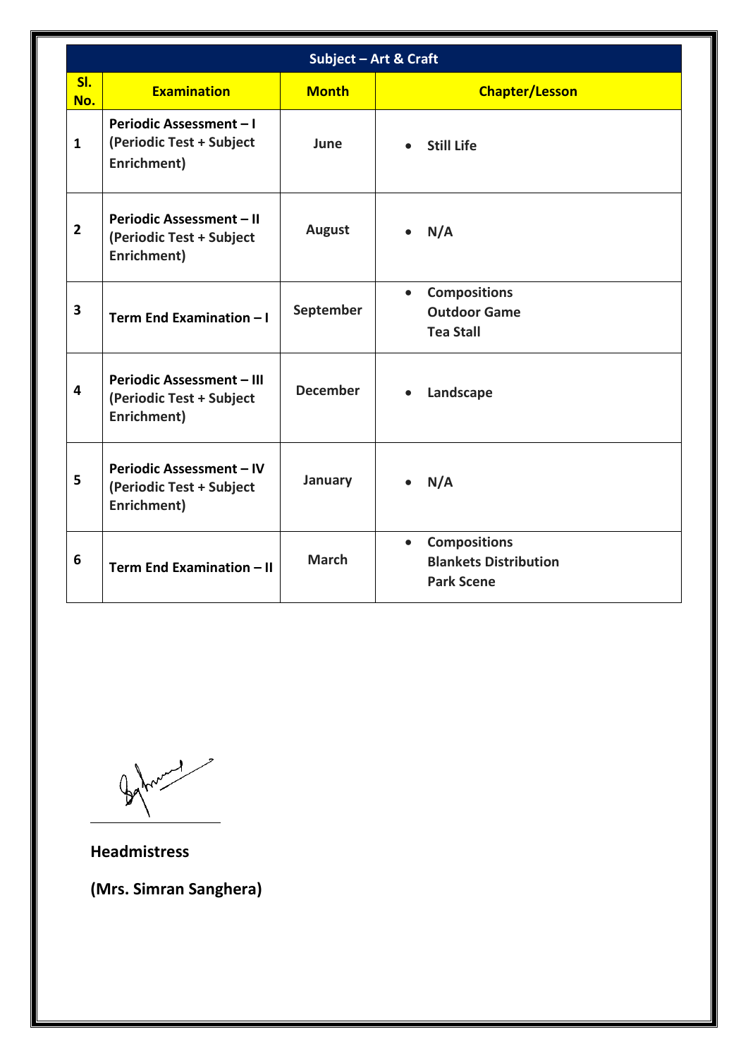| Subject – Art & Craft | | | |
|---|---|---|---|
| **Sl. No.** | **Examination** | **Month** | **Chapter/Lesson** |
| **1** | **Periodic Assessment – I (Periodic Test + Subject Enrichment)** | **June** | • **Still Life** |
| **2** | **Periodic Assessment – II (Periodic Test + Subject Enrichment)** | **August** | • **N/A** |
| **3** | **Term End Examination – I** | **September** | • **Compositions**<br>**Outdoor Game**<br>**Tea Stall** |
| **4** | **Periodic Assessment – III (Periodic Test + Subject Enrichment)** | **December** | • **Landscape** |
| **5** | **Periodic Assessment – IV (Periodic Test + Subject Enrichment)** | **January** | • **N/A** |
| **6** | **Term End Examination – II** | **March** | • **Compositions**<br>**Blankets Distribution**<br>**Park Scene** |

**Headmistress**

**(Mrs. Simran Sanghera)**